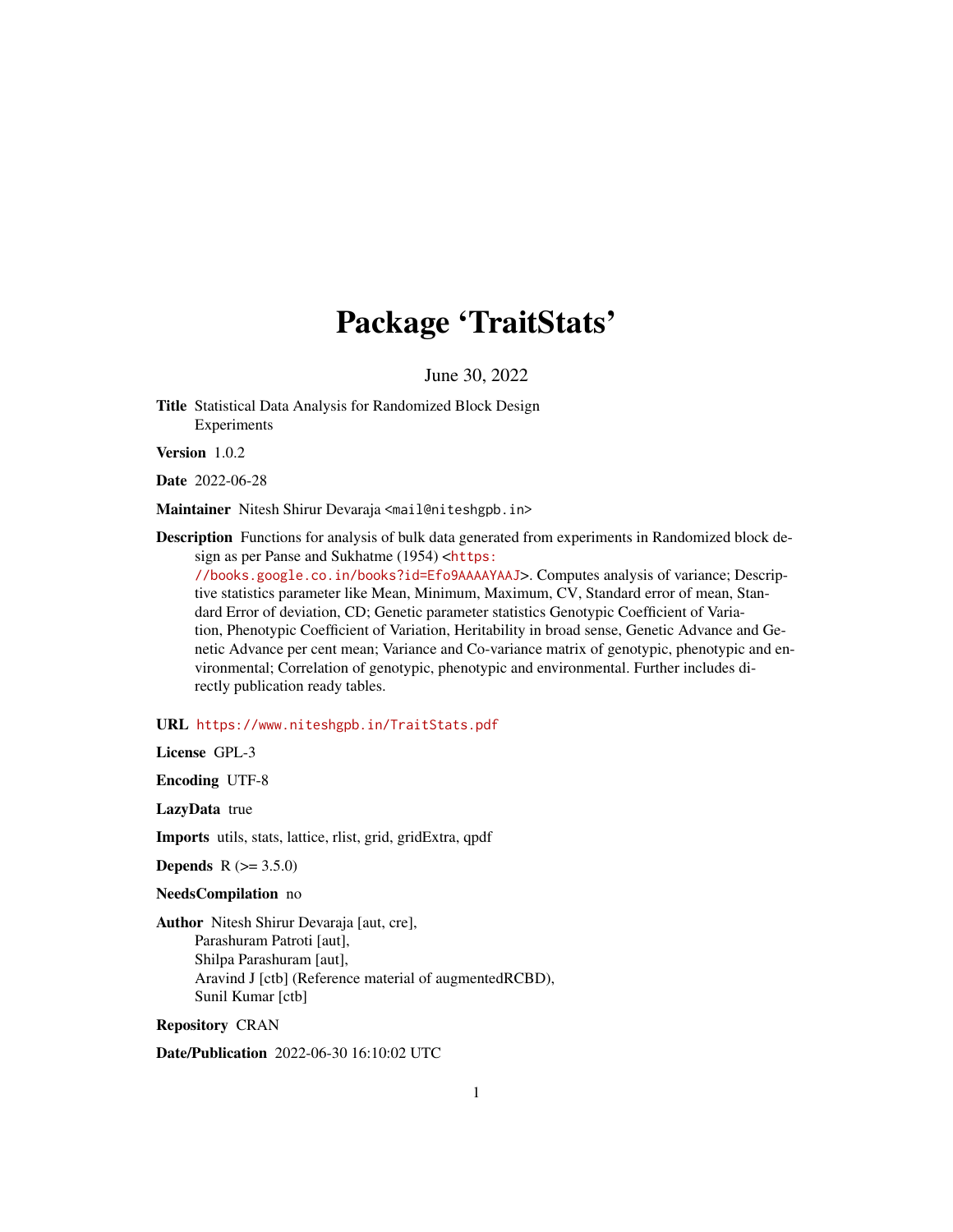# Package 'TraitStats'

June 30, 2022

**Title** Statistical Data Analysis for Randomized Block Design Experiments

**Version** 1.0.2

**Date** 2022-06-28

**Maintainer** Nitesh Shirur Devaraja <mail@niteshgpb.in>

**Description** Functions for analysis of bulk data generated from experiments in Randomized block design as per Panse and Sukhatme (1954) <https://books.google.co.in/books?id=Efo9AAAAYAAJ>. Computes analysis of variance; Descriptive statistics parameter like Mean, Minimum, Maximum, CV, Standard error of mean, Standard Error of deviation, CD; Genetic parameter statistics Genotypic Coefficient of Variation, Phenotypic Coefficient of Variation, Heritability in broad sense, Genetic Advance and Genetic Advance per cent mean; Variance and Co-variance matrix of genotypic, phenotypic and environmental; Correlation of genotypic, phenotypic and environmental. Further includes directly publication ready tables.

**URL** https://www.niteshgpb.in/TraitStats.pdf

**License** GPL-3

**Encoding** UTF-8

**LazyData** true

**Imports** utils, stats, lattice, rlist, grid, gridExtra, qpdf

**Depends** R (>= 3.5.0)

**NeedsCompilation** no

**Author** Nitesh Shirur Devaraja [aut, cre],
Parashuram Patroti [aut],
Shilpa Parashuram [aut],
Aravind J [ctb] (Reference material of augmentedRCBD),
Sunil Kumar [ctb]

**Repository** CRAN

**Date/Publication** 2022-06-30 16:10:02 UTC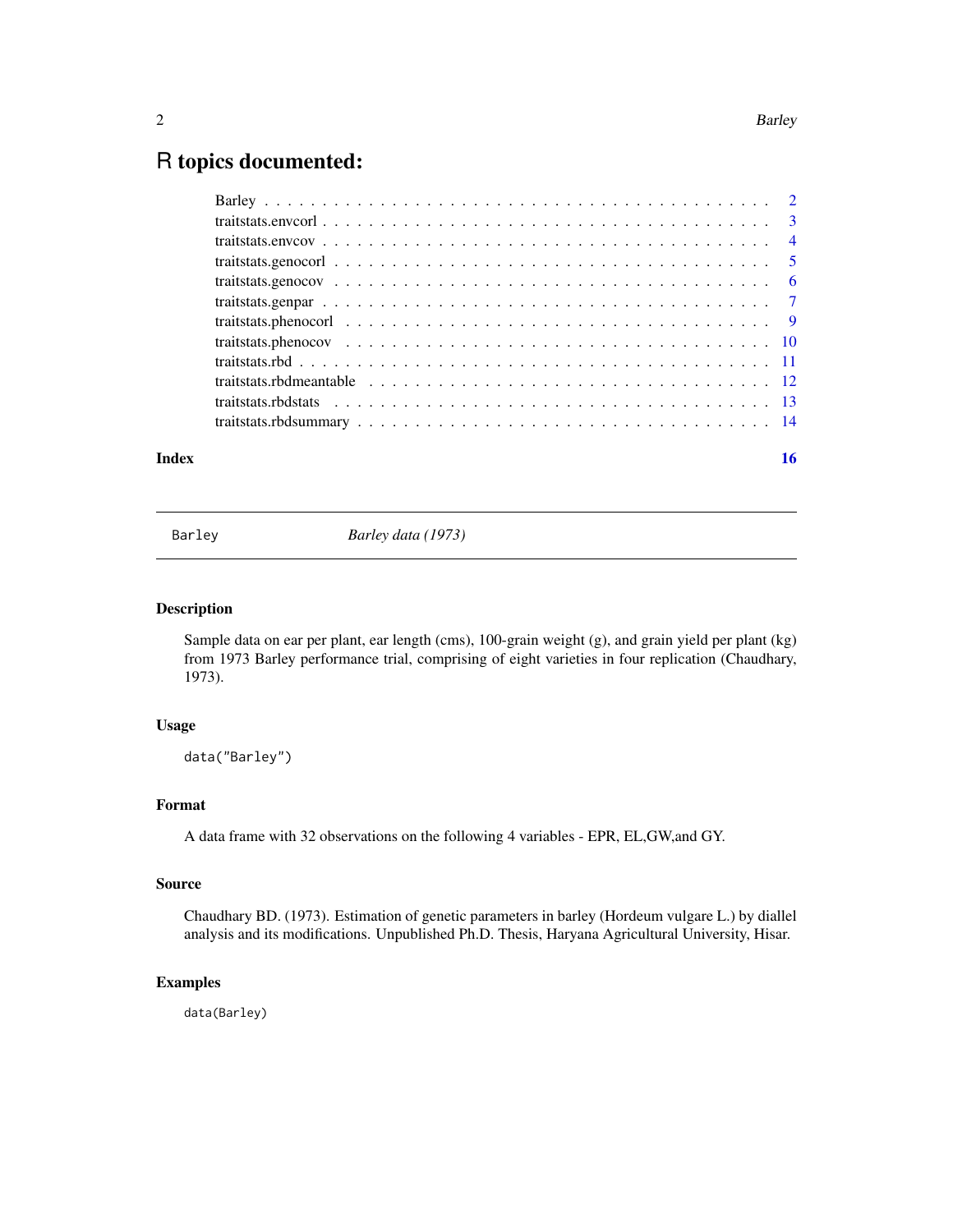# R topics documented:

- Barley . . . . . . . . . . . . . . . . . . . . . . . . . . . . . . . . . . . . . . . . . . . . 2
- traitstats.envcorl . . . . . . . . . . . . . . . . . . . . . . . . . . . . . . . . . . . . . . . 3
- traitstats.envcov . . . . . . . . . . . . . . . . . . . . . . . . . . . . . . . . . . . . . . . 4
- traitstats.genocorl . . . . . . . . . . . . . . . . . . . . . . . . . . . . . . . . . . . . . . 5
- traitstats.genocov . . . . . . . . . . . . . . . . . . . . . . . . . . . . . . . . . . . . . . 6
- traitstats.genpar . . . . . . . . . . . . . . . . . . . . . . . . . . . . . . . . . . . . . . . 7
- traitstats.phenocorl . . . . . . . . . . . . . . . . . . . . . . . . . . . . . . . . . . . . . 9
- traitstats.phenocov . . . . . . . . . . . . . . . . . . . . . . . . . . . . . . . . . . . . . 10
- traitstats.rbd . . . . . . . . . . . . . . . . . . . . . . . . . . . . . . . . . . . . . . . . 11
- traitstats.rbdmeantable . . . . . . . . . . . . . . . . . . . . . . . . . . . . . . . . . . . 12
- traitstats.rbdstats . . . . . . . . . . . . . . . . . . . . . . . . . . . . . . . . . . . . . 13
- traitstats.rbdsummary . . . . . . . . . . . . . . . . . . . . . . . . . . . . . . . . . . . . 14

**Index** 16

---

## Barley — *Barley data (1973)*

---

### Description

Sample data on ear per plant, ear length (cms), 100-grain weight (g), and grain yield per plant (kg) from 1973 Barley performance trial, comprising of eight varieties in four replication (Chaudhary, 1973).

### Usage

```
data("Barley")
```

### Format

A data frame with 32 observations on the following 4 variables - EPR, EL,GW,and GY.

### Source

Chaudhary BD. (1973). Estimation of genetic parameters in barley (Hordeum vulgare L.) by diallel analysis and its modifications. Unpublished Ph.D. Thesis, Haryana Agricultural University, Hisar.

### Examples

```
data(Barley)
```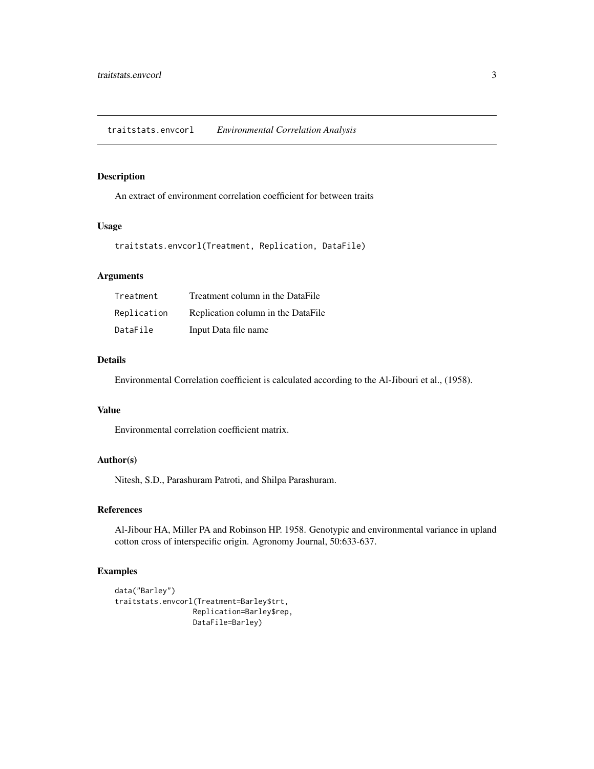## traitstats.envcorl *Environmental Correlation Analysis*

### Description

An extract of environment correlation coefficient for between traits

### Usage

```
traitstats.envcorl(Treatment, Replication, DataFile)
```

### Arguments

| | |
|---|---|
| Treatment | Treatment column in the DataFile |
| Replication | Replication column in the DataFile |
| DataFile | Input Data file name |

### Details

Environmental Correlation coefficient is calculated according to the Al-Jibouri et al., (1958).

### Value

Environmental correlation coefficient matrix.

### Author(s)

Nitesh, S.D., Parashuram Patroti, and Shilpa Parashuram.

### References

Al-Jibour HA, Miller PA and Robinson HP. 1958. Genotypic and environmental variance in upland cotton cross of interspecific origin. Agronomy Journal, 50:633-637.

### Examples

```
data("Barley")
traitstats.envcorl(Treatment=Barley$trt,
                   Replication=Barley$rep,
                   DataFile=Barley)
```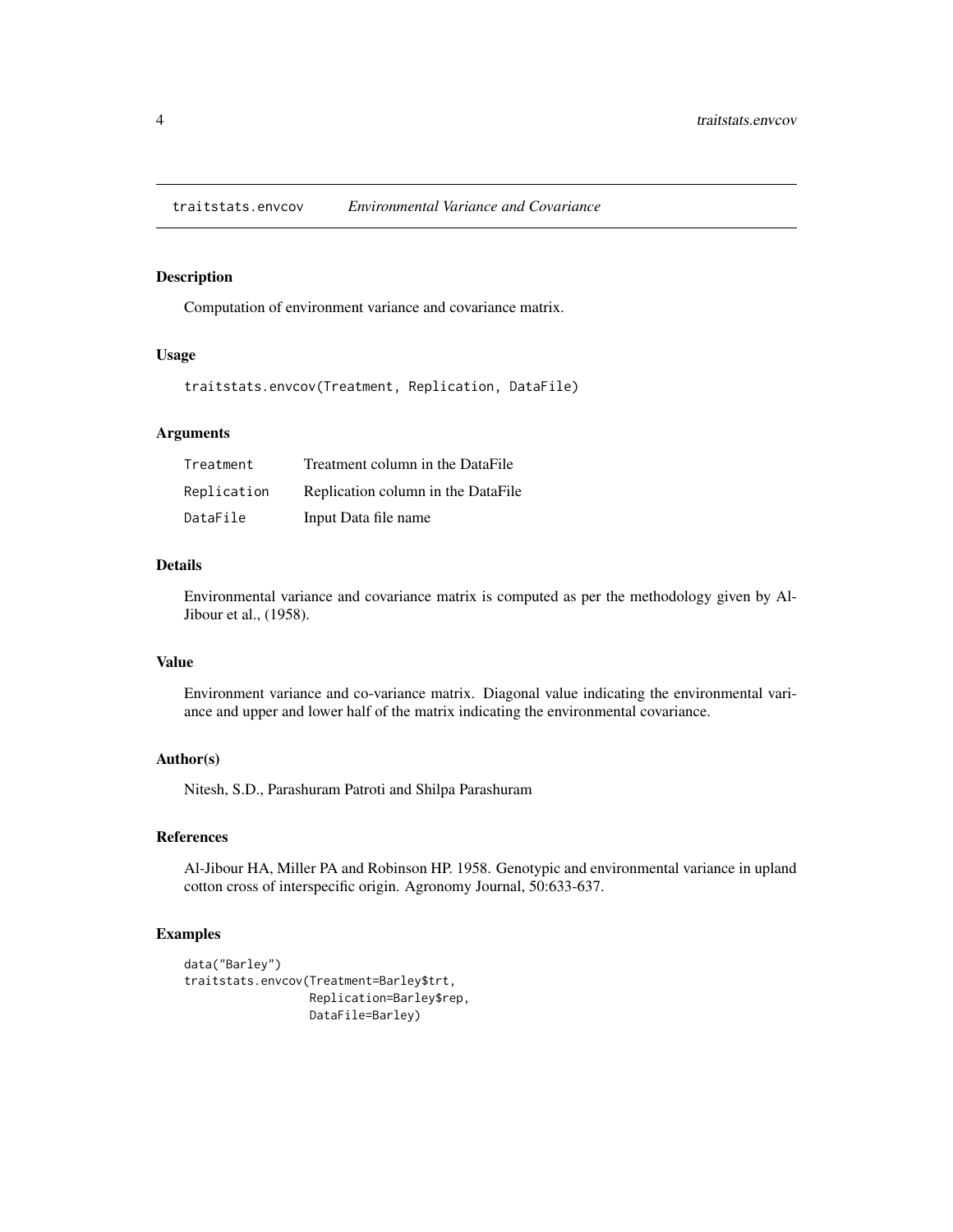# traitstats.envcov *Environmental Variance and Covariance*

## Description

Computation of environment variance and covariance matrix.

## Usage

```
traitstats.envcov(Treatment, Replication, DataFile)
```

## Arguments

| | |
|---|---|
| Treatment | Treatment column in the DataFile |
| Replication | Replication column in the DataFile |
| DataFile | Input Data file name |

## Details

Environmental variance and covariance matrix is computed as per the methodology given by Al-Jibour et al., (1958).

## Value

Environment variance and co-variance matrix. Diagonal value indicating the environmental variance and upper and lower half of the matrix indicating the environmental covariance.

## Author(s)

Nitesh, S.D., Parashuram Patroti and Shilpa Parashuram

## References

Al-Jibour HA, Miller PA and Robinson HP. 1958. Genotypic and environmental variance in upland cotton cross of interspecific origin. Agronomy Journal, 50:633-637.

## Examples

```
data("Barley")
traitstats.envcov(Treatment=Barley$trt,
                  Replication=Barley$rep,
                  DataFile=Barley)
```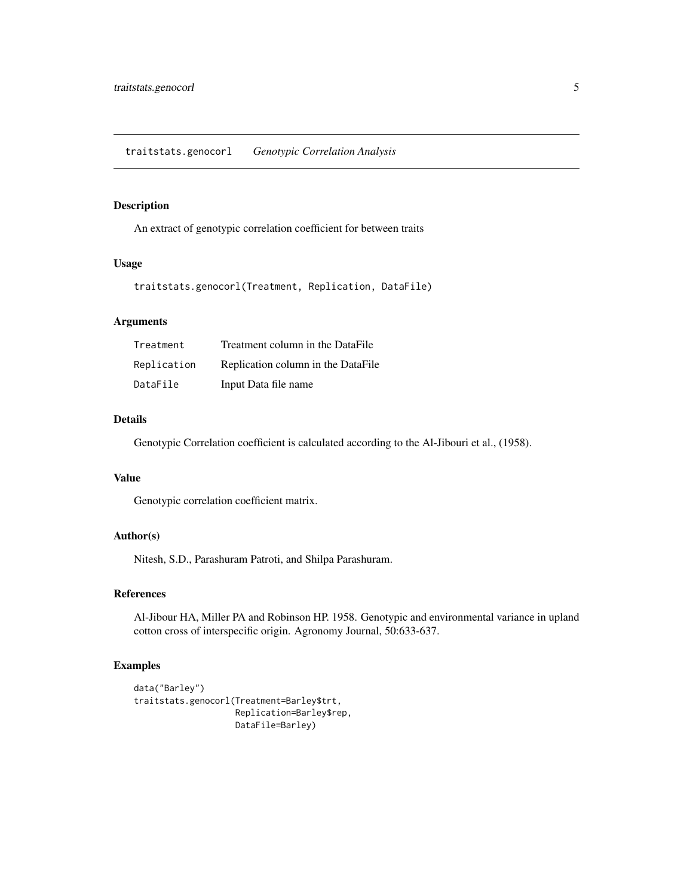## traitstats.genocorl *Genotypic Correlation Analysis*

### Description

An extract of genotypic correlation coefficient for between traits

### Usage

```
traitstats.genocorl(Treatment, Replication, DataFile)
```

### Arguments

| | |
|---|---|
| Treatment | Treatment column in the DataFile |
| Replication | Replication column in the DataFile |
| DataFile | Input Data file name |

### Details

Genotypic Correlation coefficient is calculated according to the Al-Jibouri et al., (1958).

### Value

Genotypic correlation coefficient matrix.

### Author(s)

Nitesh, S.D., Parashuram Patroti, and Shilpa Parashuram.

### References

Al-Jibour HA, Miller PA and Robinson HP. 1958. Genotypic and environmental variance in upland cotton cross of interspecific origin. Agronomy Journal, 50:633-637.

### Examples

```
data("Barley")
traitstats.genocorl(Treatment=Barley$trt,
                    Replication=Barley$rep,
                    DataFile=Barley)
```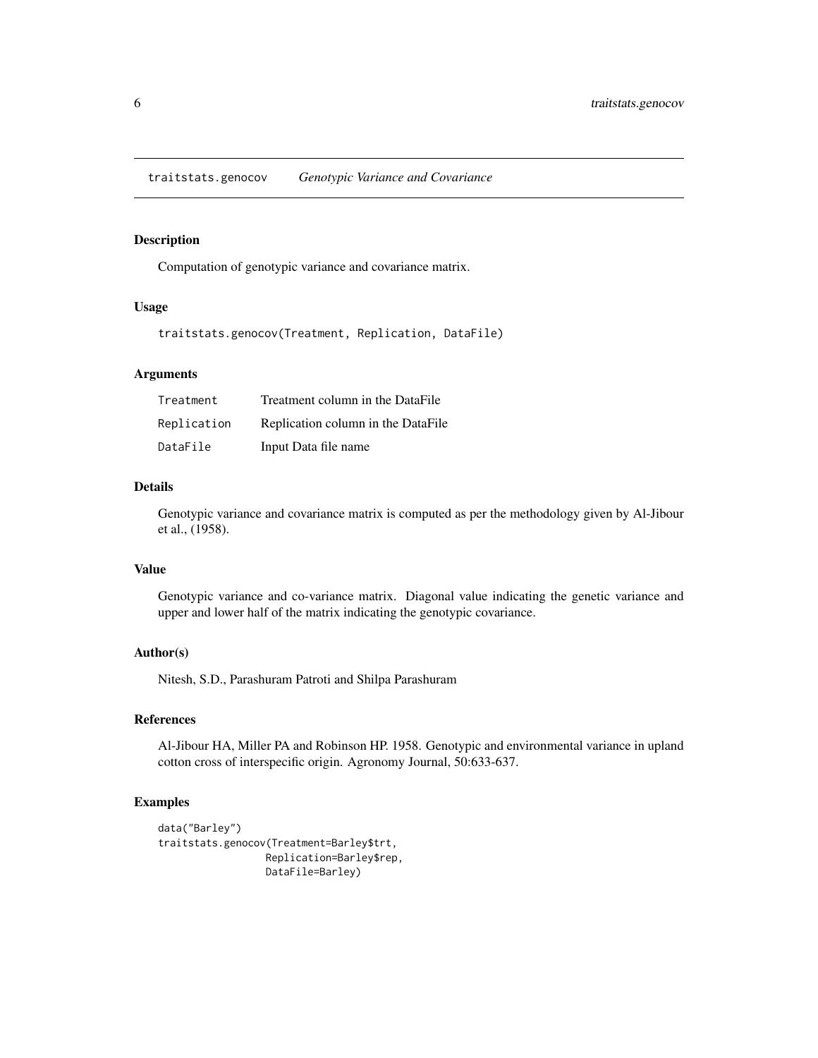## traitstats.genocov *Genotypic Variance and Covariance*

### Description

Computation of genotypic variance and covariance matrix.

### Usage

```
traitstats.genocov(Treatment, Replication, DataFile)
```

### Arguments

| | |
|---|---|
| Treatment | Treatment column in the DataFile |
| Replication | Replication column in the DataFile |
| DataFile | Input Data file name |

### Details

Genotypic variance and covariance matrix is computed as per the methodology given by Al-Jibour et al., (1958).

### Value

Genotypic variance and co-variance matrix. Diagonal value indicating the genetic variance and upper and lower half of the matrix indicating the genotypic covariance.

### Author(s)

Nitesh, S.D., Parashuram Patroti and Shilpa Parashuram

### References

Al-Jibour HA, Miller PA and Robinson HP. 1958. Genotypic and environmental variance in upland cotton cross of interspecific origin. Agronomy Journal, 50:633-637.

### Examples

```
data("Barley")
traitstats.genocov(Treatment=Barley$trt,
                   Replication=Barley$rep,
                   DataFile=Barley)
```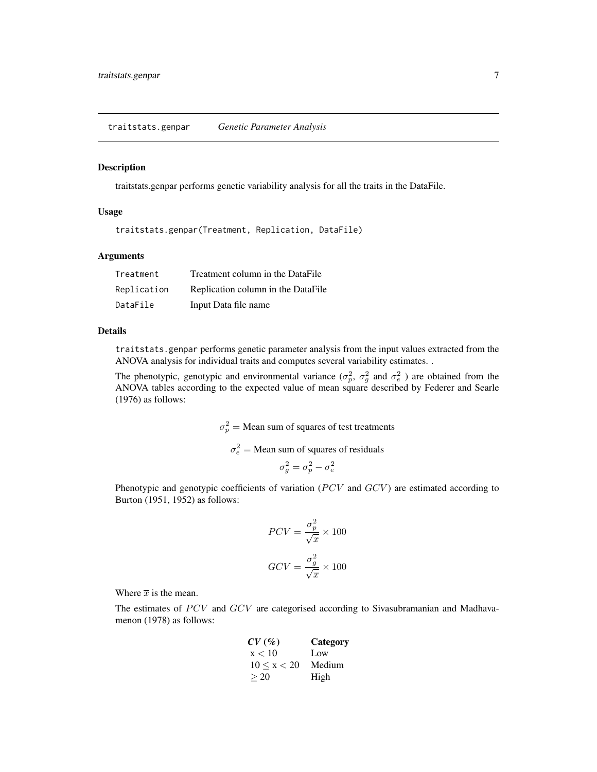## traitstats.genpar *Genetic Parameter Analysis*

### Description

traitstats.genpar performs genetic variability analysis for all the traits in the DataFile.

### Usage

```
traitstats.genpar(Treatment, Replication, DataFile)
```

### Arguments

| | |
|---|---|
| `Treatment` | Treatment column in the DataFile |
| `Replication` | Replication column in the DataFile |
| `DataFile` | Input Data file name |

### Details

`traitstats.genpar` performs genetic parameter analysis from the input values extracted from the ANOVA analysis for individual traits and computes several variability estimates. .

The phenotypic, genotypic and environmental variance ($\sigma_p^2$, $\sigma_g^2$ and $\sigma_e^2$ ) are obtained from the ANOVA tables according to the expected value of mean square described by Federer and Searle (1976) as follows:

$$\sigma_p^2 = \text{Mean sum of squares of test treatments}$$

$$\sigma_e^2 = \text{Mean sum of squares of residuals}$$

$$\sigma_g^2 = \sigma_p^2 - \sigma_e^2$$

Phenotypic and genotypic coefficients of variation ($PCV$ and $GCV$) are estimated according to Burton (1951, 1952) as follows:

$$PCV = \frac{\sigma_p^2}{\sqrt{\overline{x}}} \times 100$$

$$GCV = \frac{\sigma_g^2}{\sqrt{\overline{x}}} \times 100$$

Where $\overline{x}$ is the mean.

The estimates of $PCV$ and $GCV$ are categorised according to Sivasubramanian and Madhavamenon (1978) as follows:

| ***CV (%)*** | **Category** |
|---|---|
| x < 10 | Low |
| $10 \leq$ x < 20 | Medium |
| $\geq 20$ | High |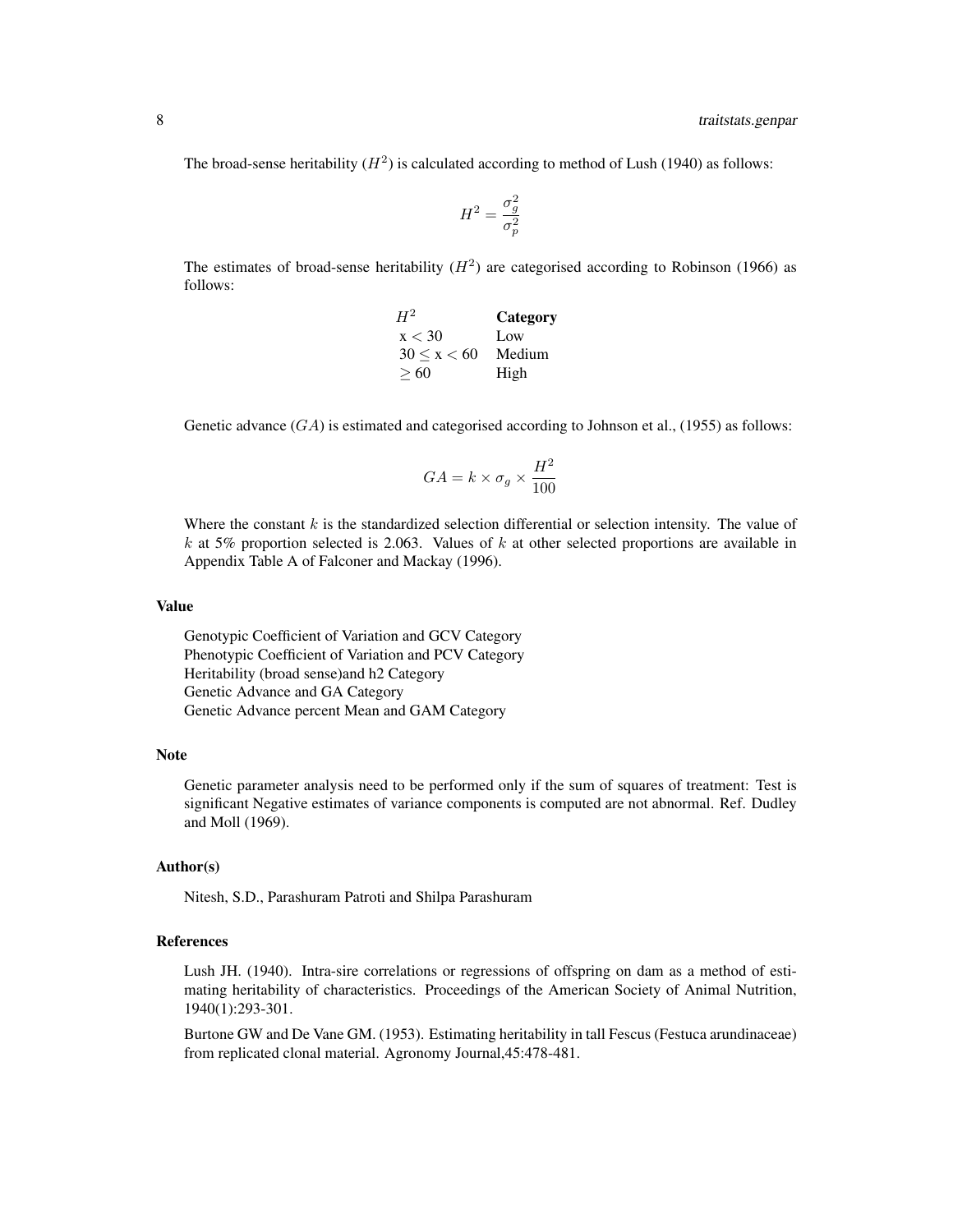The broad-sense heritability ($H^2$) is calculated according to method of Lush (1940) as follows:

$$H^2 = \frac{\sigma_g^2}{\sigma_p^2}$$

The estimates of broad-sense heritability ($H^2$) are categorised according to Robinson (1966) as follows:

| $H^2$ | **Category** |
|---|---|
| x < 30 | Low |
| 30 ≤ x < 60 | Medium |
| ≥ 60 | High |

Genetic advance ($GA$) is estimated and categorised according to Johnson et al., (1955) as follows:

$$GA = k \times \sigma_g \times \frac{H^2}{100}$$

Where the constant $k$ is the standardized selection differential or selection intensity. The value of $k$ at 5% proportion selected is 2.063. Values of $k$ at other selected proportions are available in Appendix Table A of Falconer and Mackay (1996).

### Value

Genotypic Coefficient of Variation and GCV Category
Phenotypic Coefficient of Variation and PCV Category
Heritability (broad sense)and h2 Category
Genetic Advance and GA Category
Genetic Advance percent Mean and GAM Category

### Note

Genetic parameter analysis need to be performed only if the sum of squares of treatment: Test is significant Negative estimates of variance components is computed are not abnormal. Ref. Dudley and Moll (1969).

### Author(s)

Nitesh, S.D., Parashuram Patroti and Shilpa Parashuram

### References

Lush JH. (1940). Intra-sire correlations or regressions of offspring on dam as a method of estimating heritability of characteristics. Proceedings of the American Society of Animal Nutrition, 1940(1):293-301.

Burtone GW and De Vane GM. (1953). Estimating heritability in tall Fescus (Festuca arundinaceae) from replicated clonal material. Agronomy Journal,45:478-481.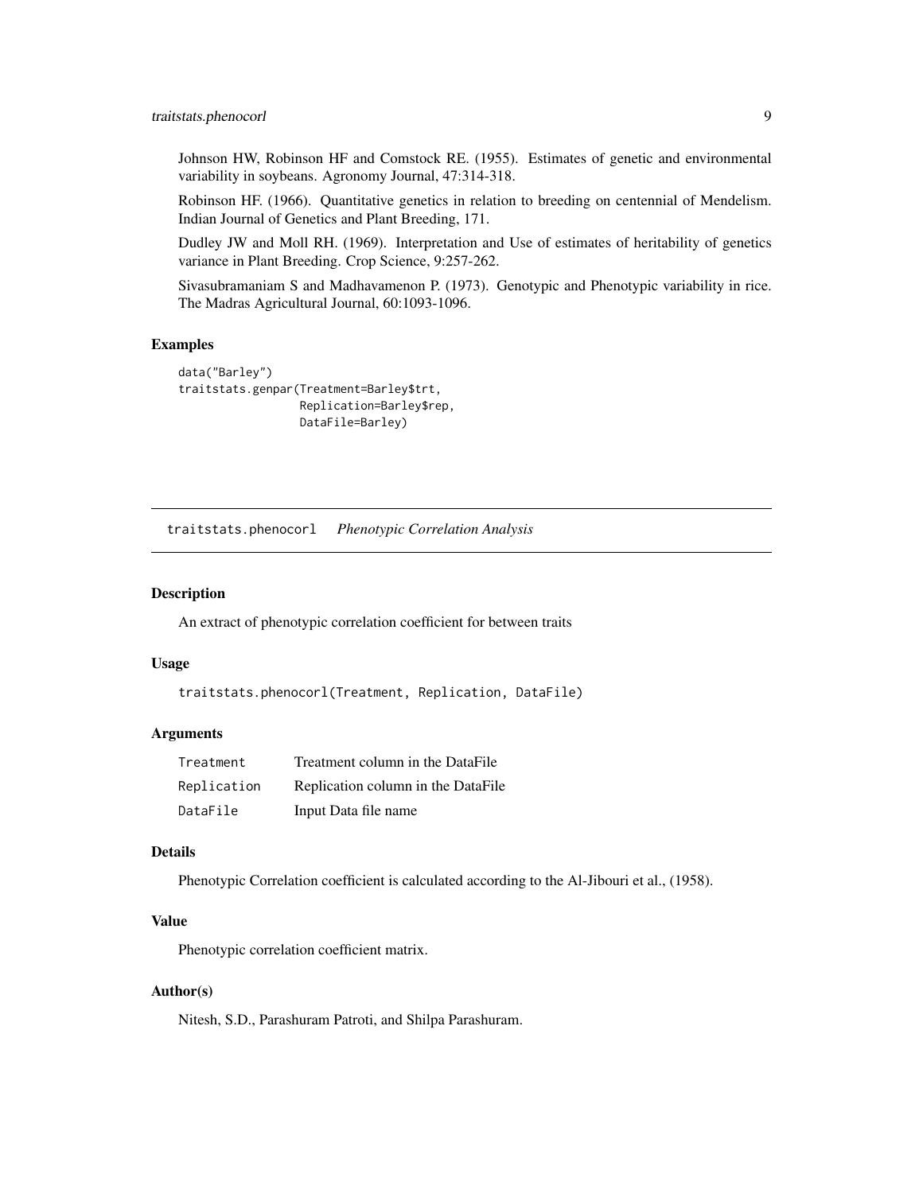Johnson HW, Robinson HF and Comstock RE. (1955). Estimates of genetic and environmental variability in soybeans. Agronomy Journal, 47:314-318.

Robinson HF. (1966). Quantitative genetics in relation to breeding on centennial of Mendelism. Indian Journal of Genetics and Plant Breeding, 171.

Dudley JW and Moll RH. (1969). Interpretation and Use of estimates of heritability of genetics variance in Plant Breeding. Crop Science, 9:257-262.

Sivasubramaniam S and Madhavamenon P. (1973). Genotypic and Phenotypic variability in rice. The Madras Agricultural Journal, 60:1093-1096.

### Examples

```
data("Barley")
traitstats.genpar(Treatment=Barley$trt,
                  Replication=Barley$rep,
                  DataFile=Barley)
```

---

## traitstats.phenocorl *Phenotypic Correlation Analysis*

---

### Description

An extract of phenotypic correlation coefficient for between traits

### Usage

```
traitstats.phenocorl(Treatment, Replication, DataFile)
```

### Arguments

| | |
|---|---|
| `Treatment` | Treatment column in the DataFile |
| `Replication` | Replication column in the DataFile |
| `DataFile` | Input Data file name |

### Details

Phenotypic Correlation coefficient is calculated according to the Al-Jibouri et al., (1958).

### Value

Phenotypic correlation coefficient matrix.

### Author(s)

Nitesh, S.D., Parashuram Patroti, and Shilpa Parashuram.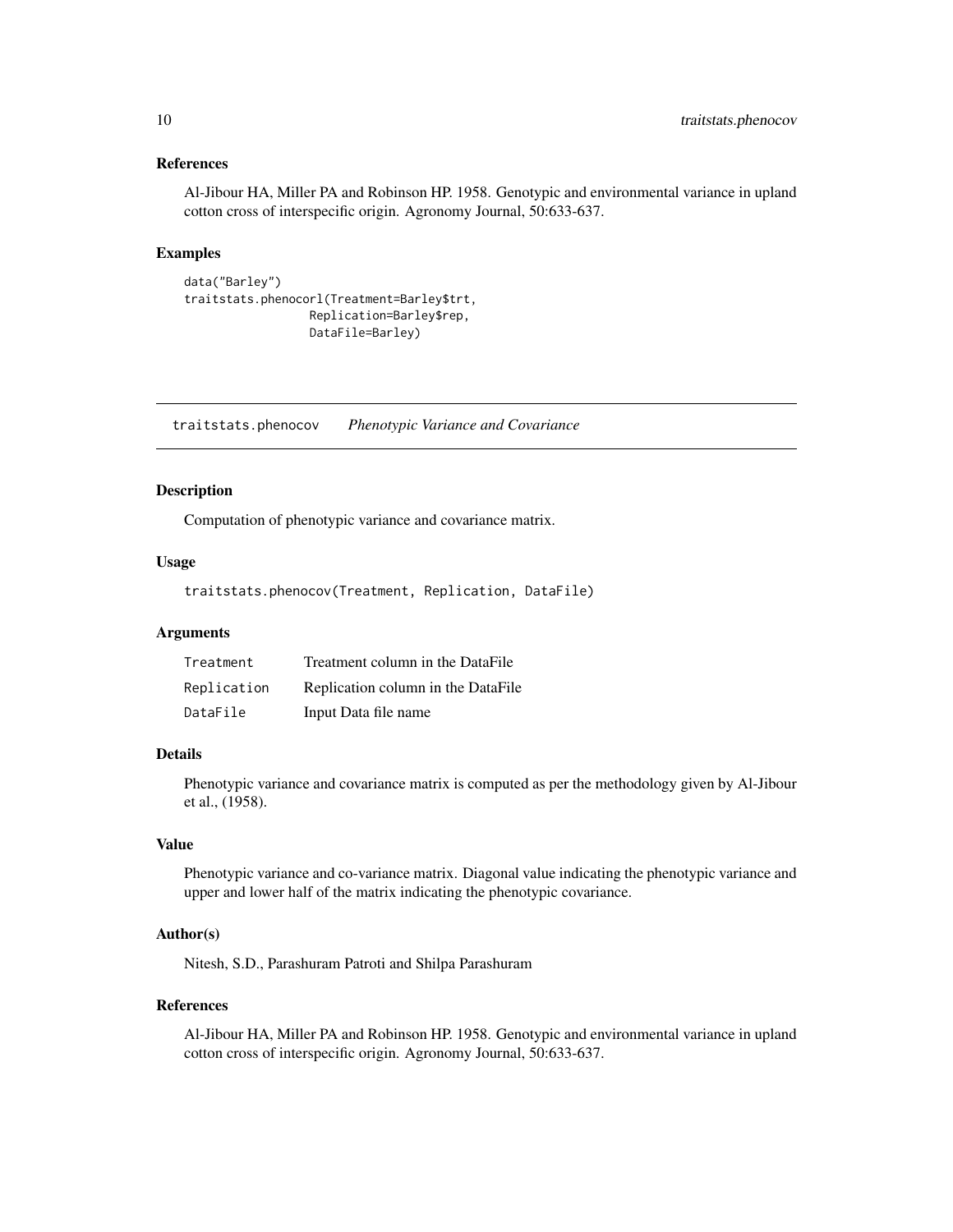### References

Al-Jibour HA, Miller PA and Robinson HP. 1958. Genotypic and environmental variance in upland cotton cross of interspecific origin. Agronomy Journal, 50:633-637.

### Examples

```
data("Barley")
traitstats.phenocorl(Treatment=Barley$trt,
                 Replication=Barley$rep,
                 DataFile=Barley)
```

---

## traitstats.phenocov *Phenotypic Variance and Covariance*

### Description

Computation of phenotypic variance and covariance matrix.

### Usage

```
traitstats.phenocov(Treatment, Replication, DataFile)
```

### Arguments

| | |
|---|---|
| Treatment | Treatment column in the DataFile |
| Replication | Replication column in the DataFile |
| DataFile | Input Data file name |

### Details

Phenotypic variance and covariance matrix is computed as per the methodology given by Al-Jibour et al., (1958).

### Value

Phenotypic variance and co-variance matrix. Diagonal value indicating the phenotypic variance and upper and lower half of the matrix indicating the phenotypic covariance.

### Author(s)

Nitesh, S.D., Parashuram Patroti and Shilpa Parashuram

### References

Al-Jibour HA, Miller PA and Robinson HP. 1958. Genotypic and environmental variance in upland cotton cross of interspecific origin. Agronomy Journal, 50:633-637.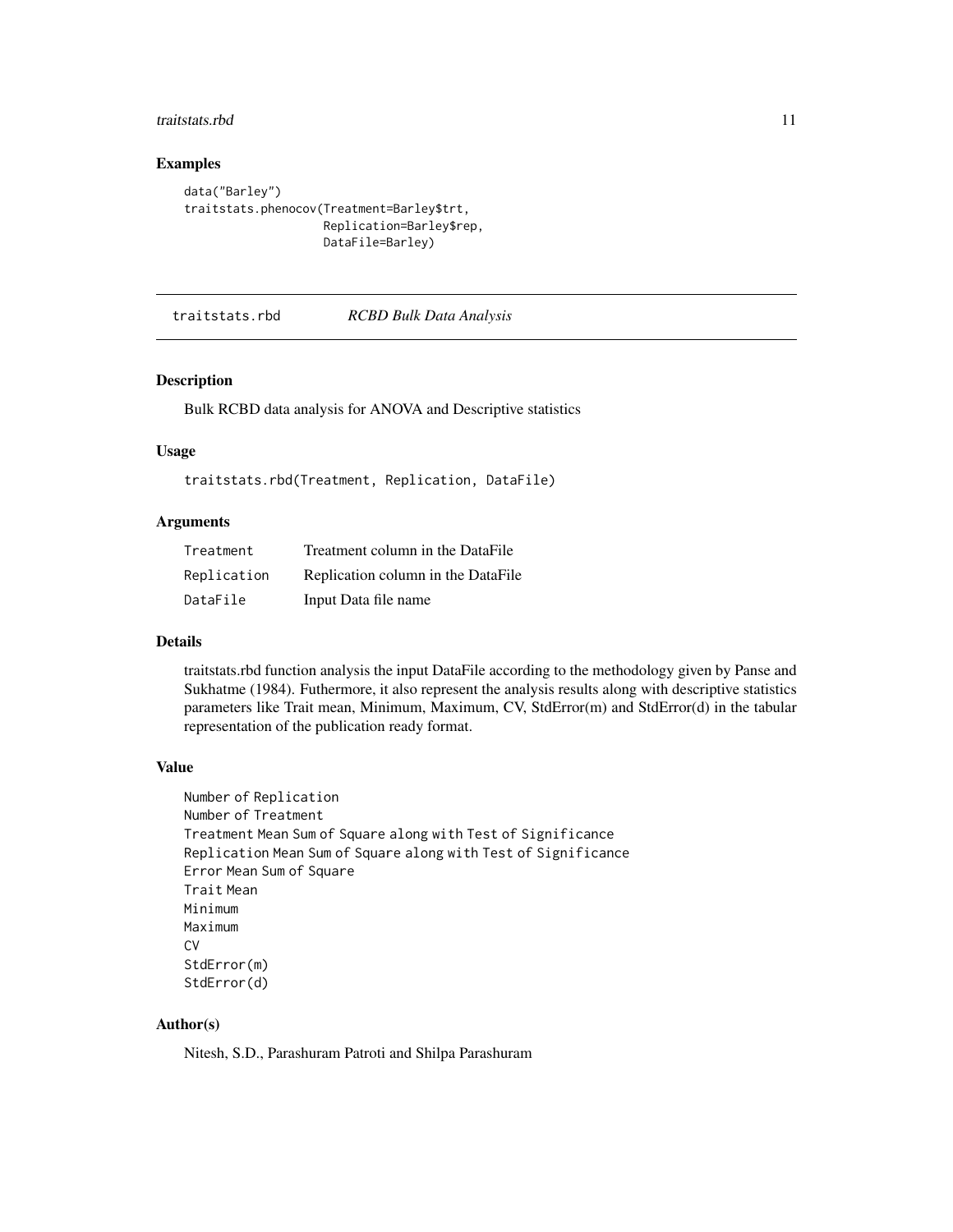### Examples

```
data("Barley")
traitstats.phenocov(Treatment=Barley$trt,
                    Replication=Barley$rep,
                    DataFile=Barley)
```

## traitstats.rbd *RCBD Bulk Data Analysis*

### Description

Bulk RCBD data analysis for ANOVA and Descriptive statistics

### Usage

```
traitstats.rbd(Treatment, Replication, DataFile)
```

### Arguments

| | |
|---|---|
| Treatment | Treatment column in the DataFile |
| Replication | Replication column in the DataFile |
| DataFile | Input Data file name |

### Details

traitstats.rbd function analysis the input DataFile according to the methodology given by Panse and Sukhatme (1984). Futhermore, it also represent the analysis results along with descriptive statistics parameters like Trait mean, Minimum, Maximum, CV, StdError(m) and StdError(d) in the tabular representation of the publication ready format.

### Value

```
Number of Replication
Number of Treatment
Treatment Mean Sum of Square along with Test of Significance
Replication Mean Sum of Square along with Test of Significance
Error Mean Sum of Square
Trait Mean
Minimum
Maximum
CV
StdError(m)
StdError(d)
```

### Author(s)

Nitesh, S.D., Parashuram Patroti and Shilpa Parashuram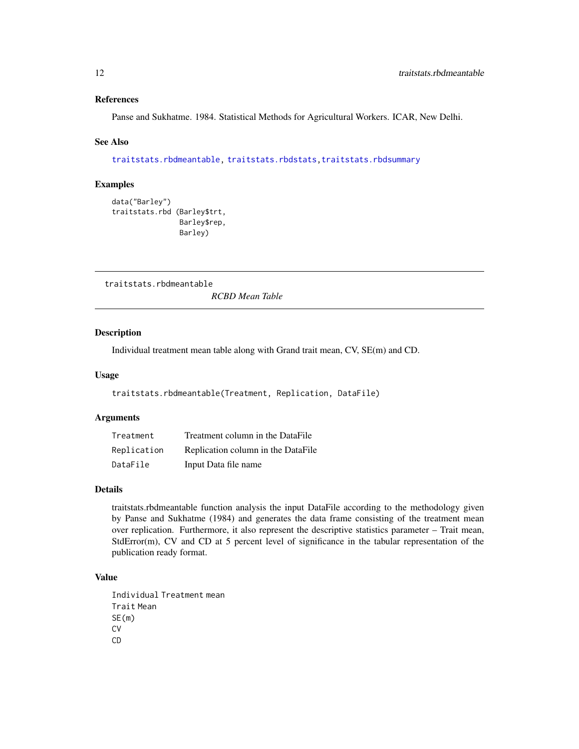### References

Panse and Sukhatme. 1984. Statistical Methods for Agricultural Workers. ICAR, New Delhi.

### See Also

traitstats.rbdmeantable, traitstats.rbdstats, traitstats.rbdsummary

### Examples

```
data("Barley")
traitstats.rbd (Barley$trt,
                Barley$rep,
                Barley)
```

---

## traitstats.rbdmeantable *RCBD Mean Table*

### Description

Individual treatment mean table along with Grand trait mean, CV, SE(m) and CD.

### Usage

```
traitstats.rbdmeantable(Treatment, Replication, DataFile)
```

### Arguments

| | |
|---|---|
| Treatment | Treatment column in the DataFile |
| Replication | Replication column in the DataFile |
| DataFile | Input Data file name |

### Details

traitstats.rbdmeantable function analysis the input DataFile according to the methodology given by Panse and Sukhatme (1984) and generates the data frame consisting of the treatment mean over replication. Furthermore, it also represent the descriptive statistics parameter – Trait mean, StdError(m), CV and CD at 5 percent level of significance in the tabular representation of the publication ready format.

### Value

```
Individual Treatment mean
Trait Mean
SE(m)
CV
CD
```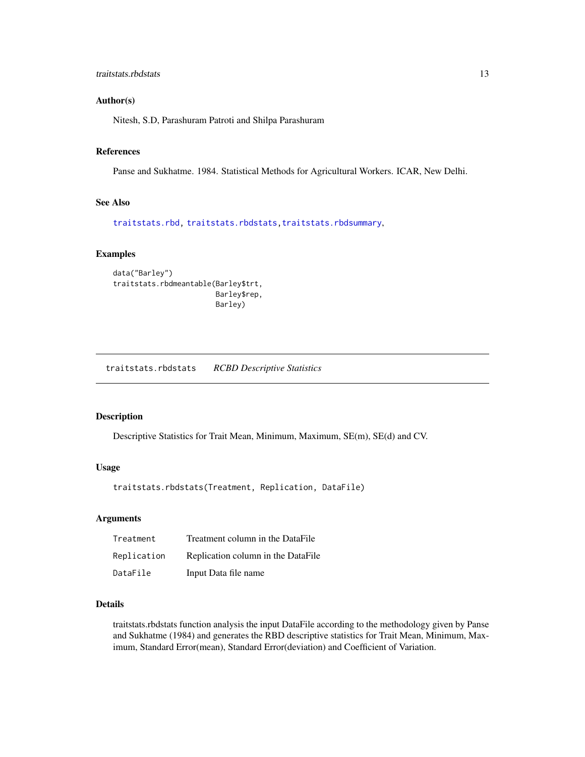## Author(s)

Nitesh, S.D, Parashuram Patroti and Shilpa Parashuram

## References

Panse and Sukhatme. 1984. Statistical Methods for Agricultural Workers. ICAR, New Delhi.

## See Also

traitstats.rbd, traitstats.rbdstats, traitstats.rbdsummary,

## Examples

```
data("Barley")
traitstats.rbdmeantable(Barley$trt,
                        Barley$rep,
                        Barley)
```

---

# traitstats.rbdstats *RCBD Descriptive Statistics*

## Description

Descriptive Statistics for Trait Mean, Minimum, Maximum, SE(m), SE(d) and CV.

## Usage

```
traitstats.rbdstats(Treatment, Replication, DataFile)
```

## Arguments

| | |
|---|---|
| Treatment | Treatment column in the DataFile |
| Replication | Replication column in the DataFile |
| DataFile | Input Data file name |

## Details

traitstats.rbdstats function analysis the input DataFile according to the methodology given by Panse and Sukhatme (1984) and generates the RBD descriptive statistics for Trait Mean, Minimum, Maximum, Standard Error(mean), Standard Error(deviation) and Coefficient of Variation.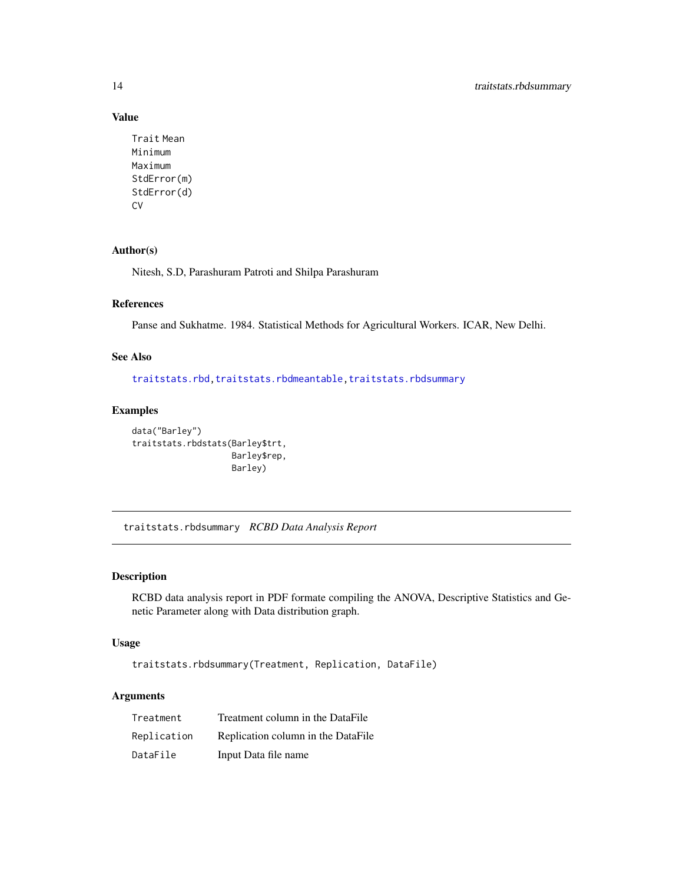### Value

```
Trait Mean
Minimum
Maximum
StdError(m)
StdError(d)
CV
```

### Author(s)

Nitesh, S.D, Parashuram Patroti and Shilpa Parashuram

### References

Panse and Sukhatme. 1984. Statistical Methods for Agricultural Workers. ICAR, New Delhi.

### See Also

traitstats.rbd, traitstats.rbdmeantable, traitstats.rbdsummary

### Examples

```
data("Barley")
traitstats.rbdstats(Barley$trt,
                    Barley$rep,
                    Barley)
```

---

## traitstats.rbdsummary *RCBD Data Analysis Report*

---

### Description

RCBD data analysis report in PDF formate compiling the ANOVA, Descriptive Statistics and Genetic Parameter along with Data distribution graph.

### Usage

```
traitstats.rbdsummary(Treatment, Replication, DataFile)
```

### Arguments

| | |
|---|---|
| Treatment | Treatment column in the DataFile |
| Replication | Replication column in the DataFile |
| DataFile | Input Data file name |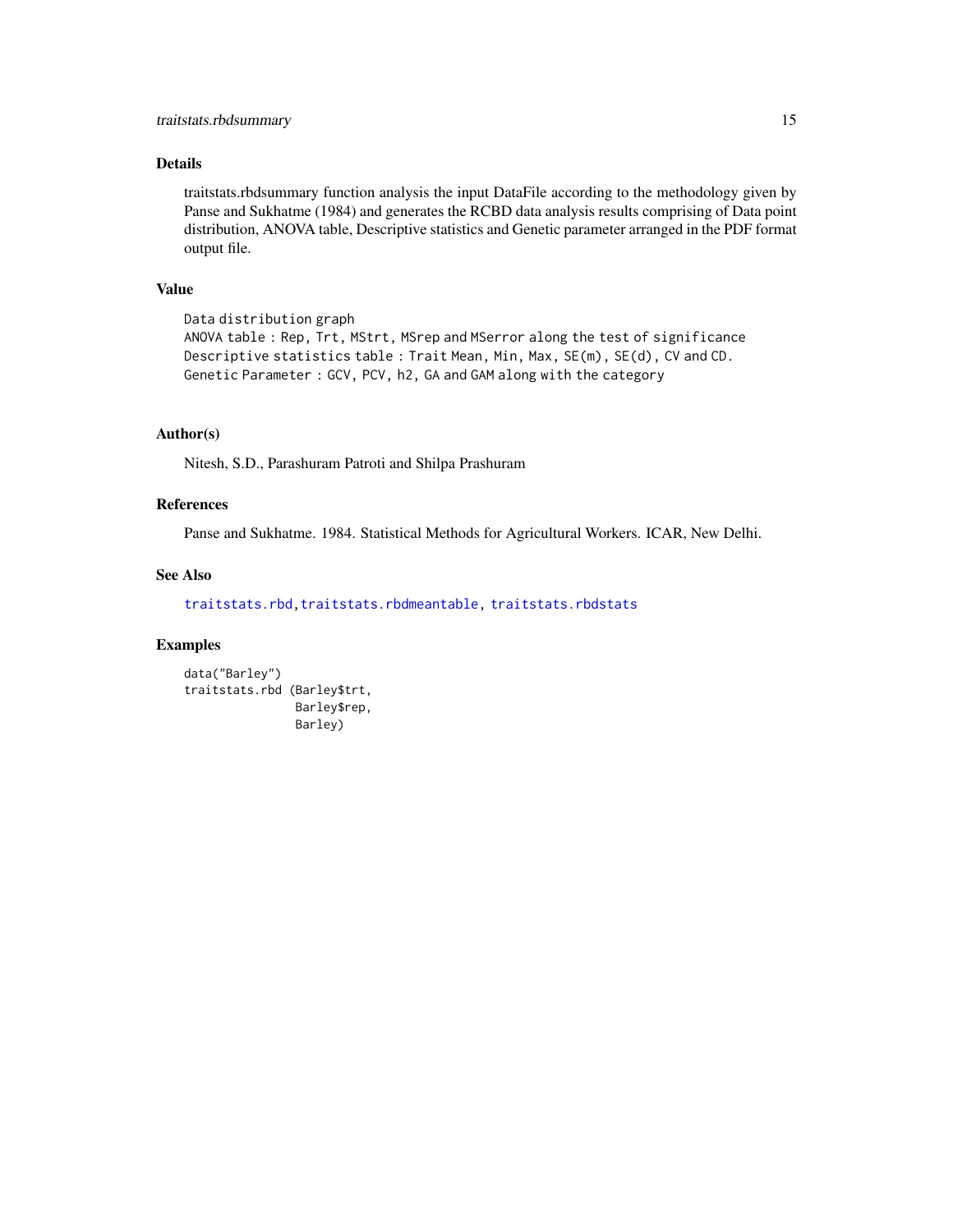## Details

traitstats.rbdsummary function analysis the input DataFile according to the methodology given by Panse and Sukhatme (1984) and generates the RCBD data analysis results comprising of Data point distribution, ANOVA table, Descriptive statistics and Genetic parameter arranged in the PDF format output file.

## Value

```
Data distribution graph
ANOVA table : Rep, Trt, MStrt, MSrep and MSerror along the test of significance
Descriptive statistics table : Trait Mean, Min, Max, SE(m), SE(d), CV and CD.
Genetic Parameter : GCV, PCV, h2, GA and GAM along with the category
```

## Author(s)

Nitesh, S.D., Parashuram Patroti and Shilpa Prashuram

## References

Panse and Sukhatme. 1984. Statistical Methods for Agricultural Workers. ICAR, New Delhi.

## See Also

traitstats.rbd, traitstats.rbdmeantable, traitstats.rbdstats

## Examples

```
data("Barley")
traitstats.rbd (Barley$trt,
               Barley$rep,
               Barley)
```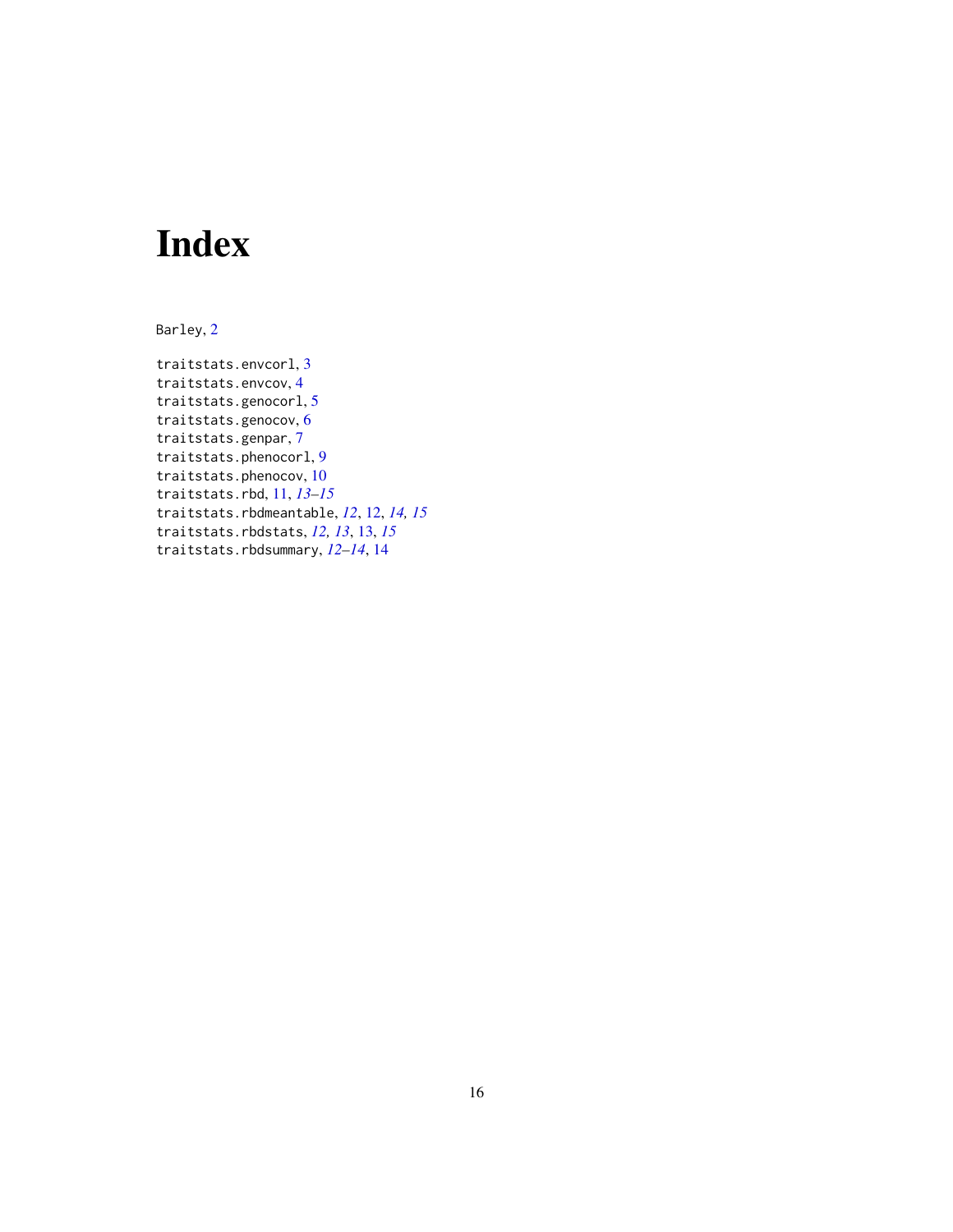# Index

Barley, 2

traitstats.envcorl, 3
traitstats.envcov, 4
traitstats.genocorl, 5
traitstats.genocov, 6
traitstats.genpar, 7
traitstats.phenocorl, 9
traitstats.phenocov, 10
traitstats.rbd, 11, *13–15*
traitstats.rbdmeantable, *12*, 12, *14, 15*
traitstats.rbdstats, *12, 13*, 13, *15*
traitstats.rbdsummary, *12–14*, 14